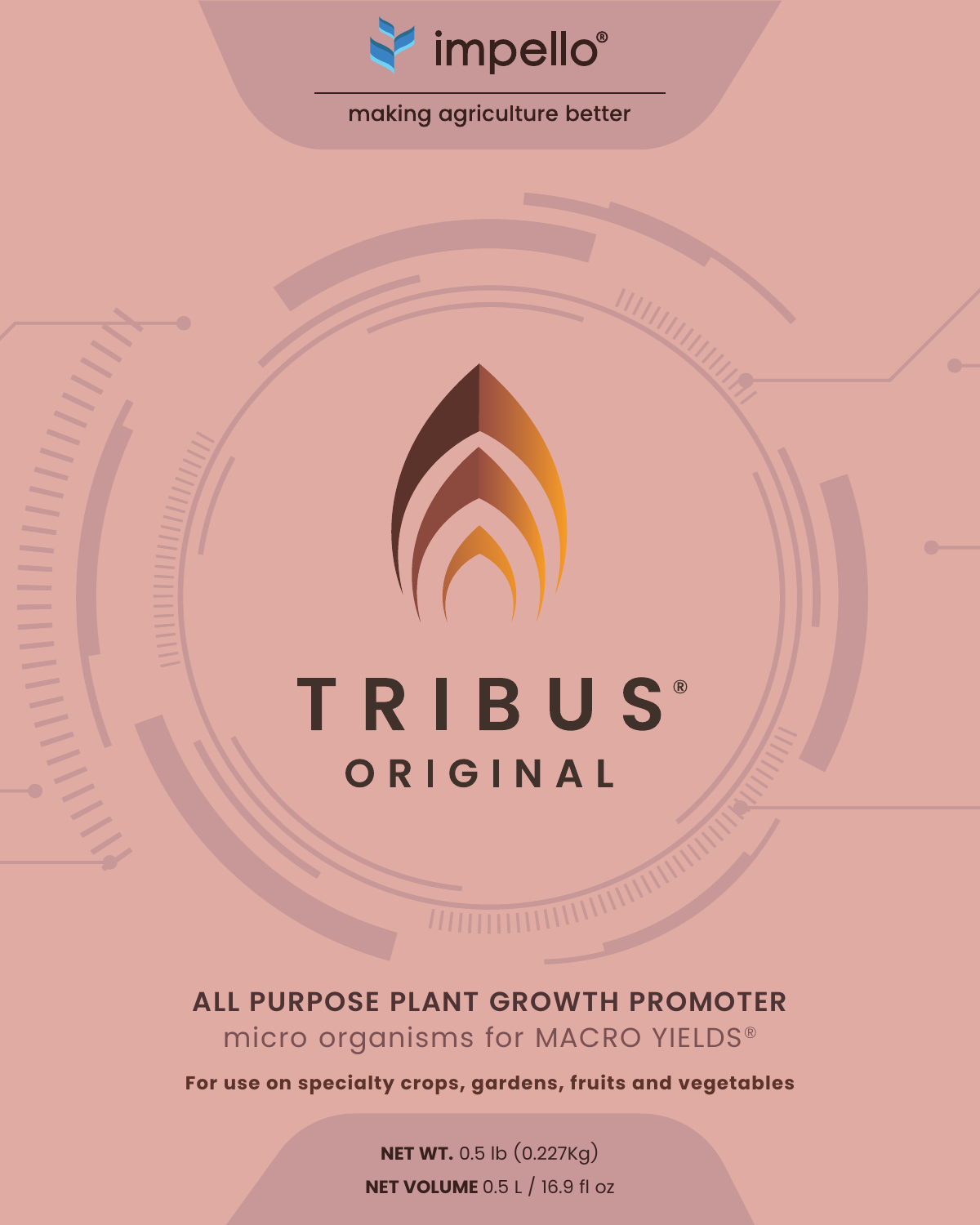impello®

making agriculture better

# TRIBUS®

## ORIGINAL

**ALL PURPOSE PLANT GROWTH PROMOTER**

micro organisms for MACRO YIELDS®

**For use on specialty crops, gardens, fruits and vegetables**

**NET WT.** 0.5 lb (0.227Kg)

**NET VOLUME** 0.5 L / 16.9 fl oz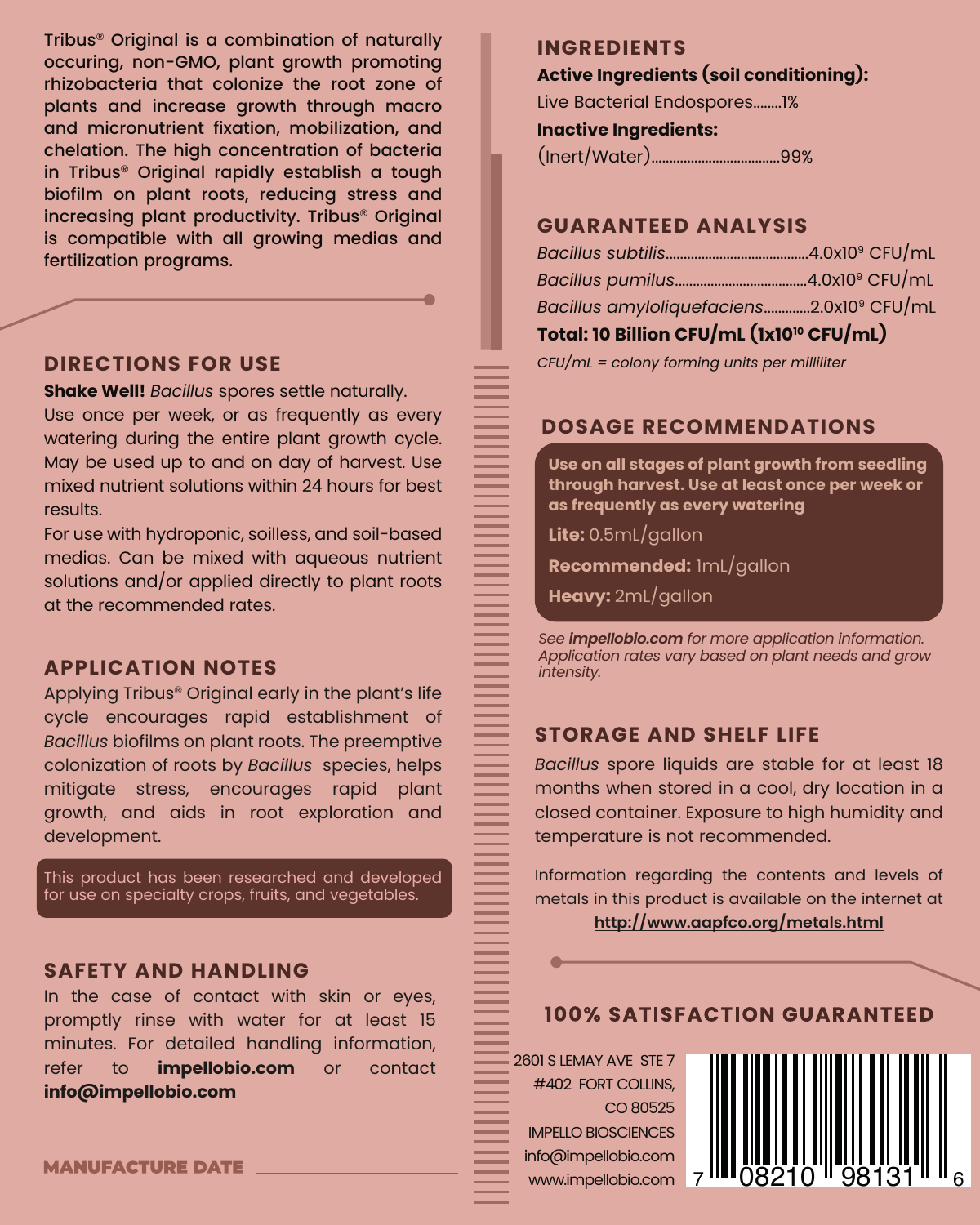Tribus® Original is a combination of naturally occuring, non-GMO, plant growth promoting rhizobacteria that colonize the root zone of plants and increase growth through macro and micronutrient fixation, mobilization, and chelation. The high concentration of bacteria in Tribus® Original rapidly establish a tough biofilm on plant roots, reducing stress and increasing plant productivity. Tribus® Original is compatible with all growing medias and fertilization programs.

## DIRECTIONS FOR USE

**Shake Well!** *Bacillus* spores settle naturally.
Use once per week, or as frequently as every watering during the entire plant growth cycle. May be used up to and on day of harvest. Use mixed nutrient solutions within 24 hours for best results.
For use with hydroponic, soilless, and soil-based medias. Can be mixed with aqueous nutrient solutions and/or applied directly to plant roots at the recommended rates.

## APPLICATION NOTES

Applying Tribus® Original early in the plant's life cycle encourages rapid establishment of *Bacillus* biofilms on plant roots. The preemptive colonization of roots by *Bacillus* species, helps mitigate stress, encourages rapid plant growth, and aids in root exploration and development.

This product has been researched and developed for use on specialty crops, fruits, and vegetables.

## SAFETY AND HANDLING

In the case of contact with skin or eyes, promptly rinse with water for at least 15 minutes. For detailed handling information, refer to **impellobio.com** or contact **info@impellobio.com**

**MANUFACTURE DATE** ____________________

## INGREDIENTS

**Active Ingredients (soil conditioning):**
Live Bacterial Endospores........1%

**Inactive Ingredients:**
(Inert/Water)....................................99%

## GUARANTEED ANALYSIS

*Bacillus subtilis*.......................................$4.0 \times 10^9$ CFU/mL
*Bacillus pumilus*....................................$4.0 \times 10^9$ CFU/mL
*Bacillus amyloliquefaciens*.............$2.0 \times 10^9$ CFU/mL
**Total: 10 Billion CFU/mL ($1 \times 10^{10}$ CFU/mL)**

*CFU/mL = colony forming units per milliliter*

## DOSAGE RECOMMENDATIONS

**Use on all stages of plant growth from seedling through harvest. Use at least once per week or as frequently as every watering**

**Lite:** 0.5mL/gallon
**Recommended:** 1mL/gallon
**Heavy:** 2mL/gallon

*See **impellobio.com** for more application information. Application rates vary based on plant needs and grow intensity.*

## STORAGE AND SHELF LIFE

*Bacillus* spore liquids are stable for at least 18 months when stored in a cool, dry location in a closed container. Exposure to high humidity and temperature is not recommended.

Information regarding the contents and levels of metals in this product is available on the internet at http://www.aapfco.org/metals.html

## 100% SATISFACTION GUARANTEED

2601 S LEMAY AVE STE 7
#402 FORT COLLINS,
CO 80525
IMPELLO BIOSCIENCES
info@impellobio.com
www.impellobio.com

7 08210 98131 6